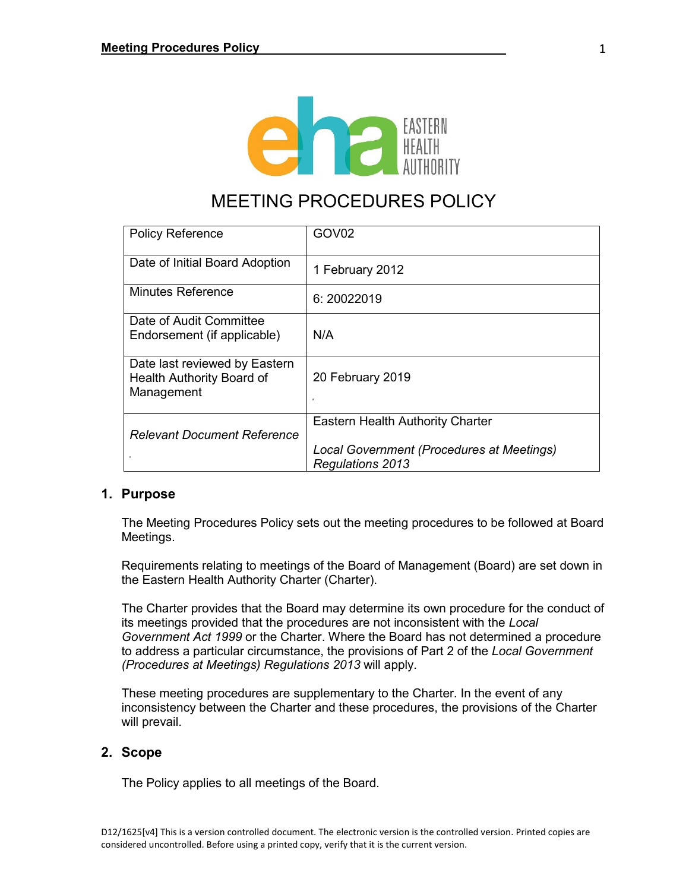# MEETING PROCEDURES POLICY

| Policy Reference | GOV02 |
|---|---|
| Date of Initial Board Adoption | 1 February 2012 |
| Minutes Reference | 6: 20022019 |
| Date of Audit Committee Endorsement (if applicable) | N/A |
| Date last reviewed by Eastern Health Authority Board of Management | 20 February 2019 |
| *Relevant Document Reference* | Eastern Health Authority Charter<br><br>*Local Government (Procedures at Meetings) Regulations 2013* |

## 1. Purpose

The Meeting Procedures Policy sets out the meeting procedures to be followed at Board Meetings.

Requirements relating to meetings of the Board of Management (Board) are set down in the Eastern Health Authority Charter (Charter).

The Charter provides that the Board may determine its own procedure for the conduct of its meetings provided that the procedures are not inconsistent with the *Local Government Act 1999* or the Charter. Where the Board has not determined a procedure to address a particular circumstance, the provisions of Part 2 of the *Local Government (Procedures at Meetings) Regulations 2013* will apply.

These meeting procedures are supplementary to the Charter. In the event of any inconsistency between the Charter and these procedures, the provisions of the Charter will prevail.

## 2. Scope

The Policy applies to all meetings of the Board.

D12/1625[v4] This is a version controlled document. The electronic version is the controlled version. Printed copies are considered uncontrolled. Before using a printed copy, verify that it is the current version.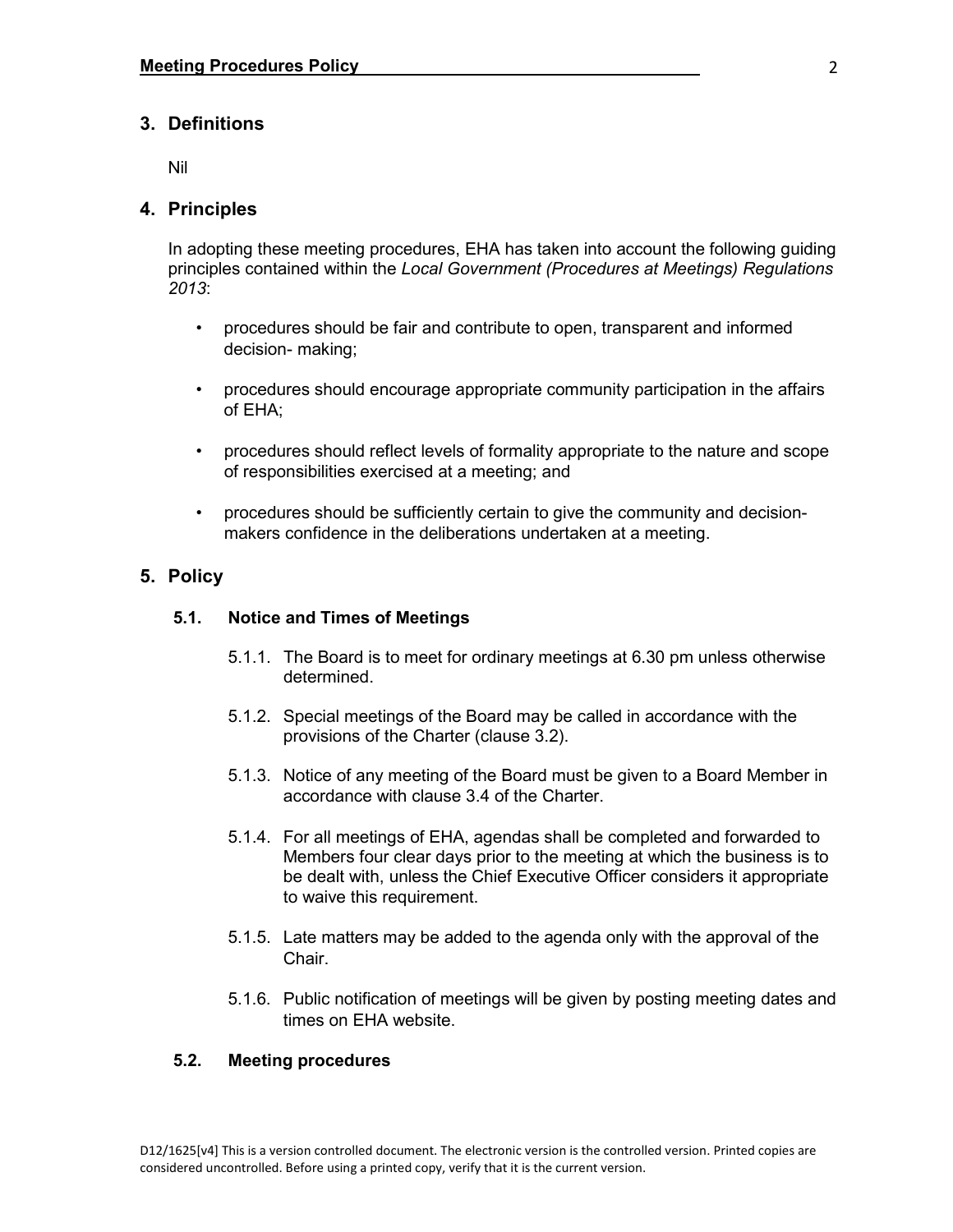## 3. Definitions

Nil

## 4. Principles

In adopting these meeting procedures, EHA has taken into account the following guiding principles contained within the *Local Government (Procedures at Meetings) Regulations 2013*:

- procedures should be fair and contribute to open, transparent and informed decision- making;
- procedures should encourage appropriate community participation in the affairs of EHA;
- procedures should reflect levels of formality appropriate to the nature and scope of responsibilities exercised at a meeting; and
- procedures should be sufficiently certain to give the community and decision-makers confidence in the deliberations undertaken at a meeting.

## 5. Policy

### 5.1. Notice and Times of Meetings

5.1.1. The Board is to meet for ordinary meetings at 6.30 pm unless otherwise determined.

5.1.2. Special meetings of the Board may be called in accordance with the provisions of the Charter (clause 3.2).

5.1.3. Notice of any meeting of the Board must be given to a Board Member in accordance with clause 3.4 of the Charter.

5.1.4. For all meetings of EHA, agendas shall be completed and forwarded to Members four clear days prior to the meeting at which the business is to be dealt with, unless the Chief Executive Officer considers it appropriate to waive this requirement.

5.1.5. Late matters may be added to the agenda only with the approval of the Chair.

5.1.6. Public notification of meetings will be given by posting meeting dates and times on EHA website.

### 5.2. Meeting procedures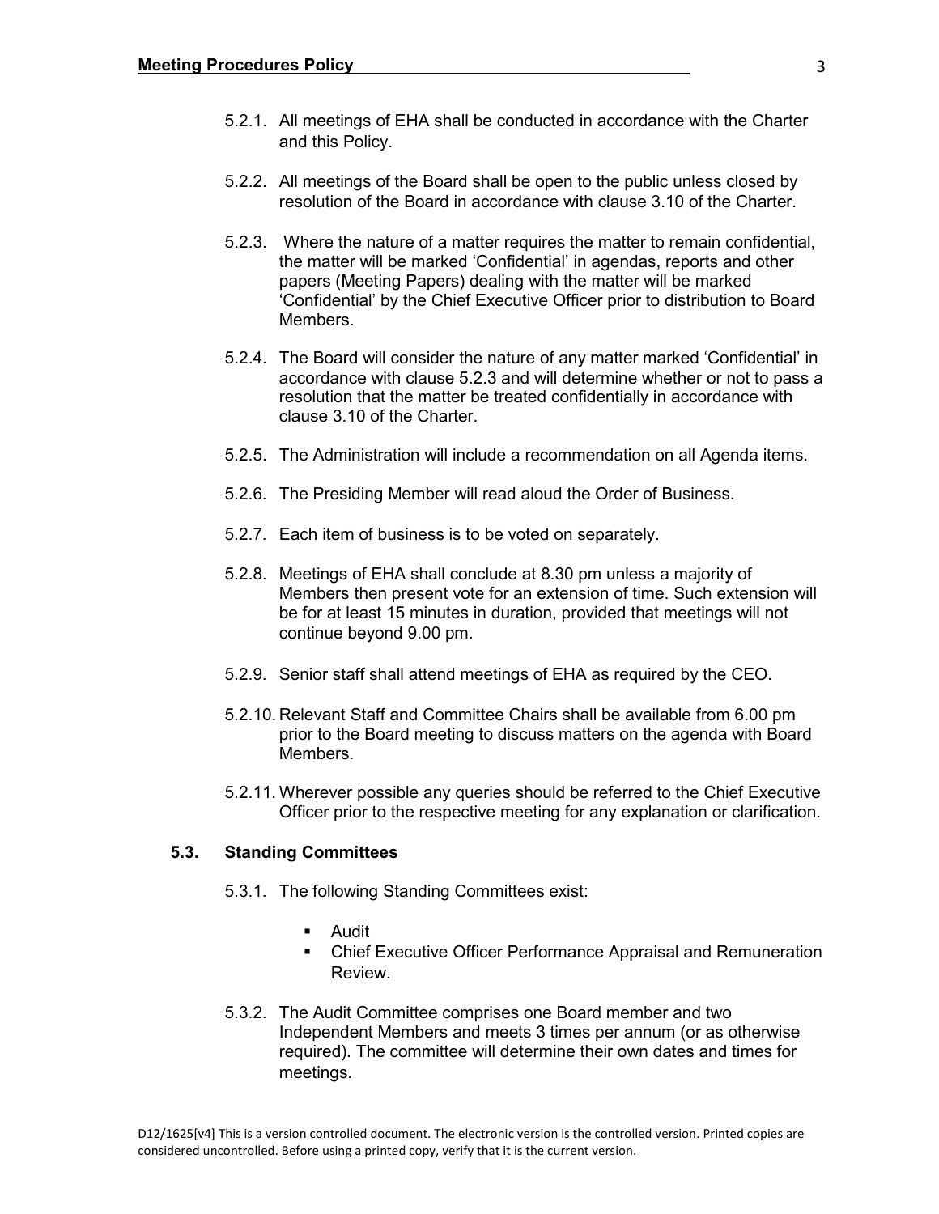5.2.1. All meetings of EHA shall be conducted in accordance with the Charter and this Policy.

5.2.2. All meetings of the Board shall be open to the public unless closed by resolution of the Board in accordance with clause 3.10 of the Charter.

5.2.3. Where the nature of a matter requires the matter to remain confidential, the matter will be marked 'Confidential' in agendas, reports and other papers (Meeting Papers) dealing with the matter will be marked 'Confidential' by the Chief Executive Officer prior to distribution to Board Members.

5.2.4. The Board will consider the nature of any matter marked 'Confidential' in accordance with clause 5.2.3 and will determine whether or not to pass a resolution that the matter be treated confidentially in accordance with clause 3.10 of the Charter.

5.2.5. The Administration will include a recommendation on all Agenda items.

5.2.6. The Presiding Member will read aloud the Order of Business.

5.2.7. Each item of business is to be voted on separately.

5.2.8. Meetings of EHA shall conclude at 8.30 pm unless a majority of Members then present vote for an extension of time. Such extension will be for at least 15 minutes in duration, provided that meetings will not continue beyond 9.00 pm.

5.2.9. Senior staff shall attend meetings of EHA as required by the CEO.

5.2.10. Relevant Staff and Committee Chairs shall be available from 6.00 pm prior to the Board meeting to discuss matters on the agenda with Board Members.

5.2.11. Wherever possible any queries should be referred to the Chief Executive Officer prior to the respective meeting for any explanation or clarification.

### 5.3. Standing Committees

5.3.1. The following Standing Committees exist:

- Audit
- Chief Executive Officer Performance Appraisal and Remuneration Review.

5.3.2. The Audit Committee comprises one Board member and two Independent Members and meets 3 times per annum (or as otherwise required). The committee will determine their own dates and times for meetings.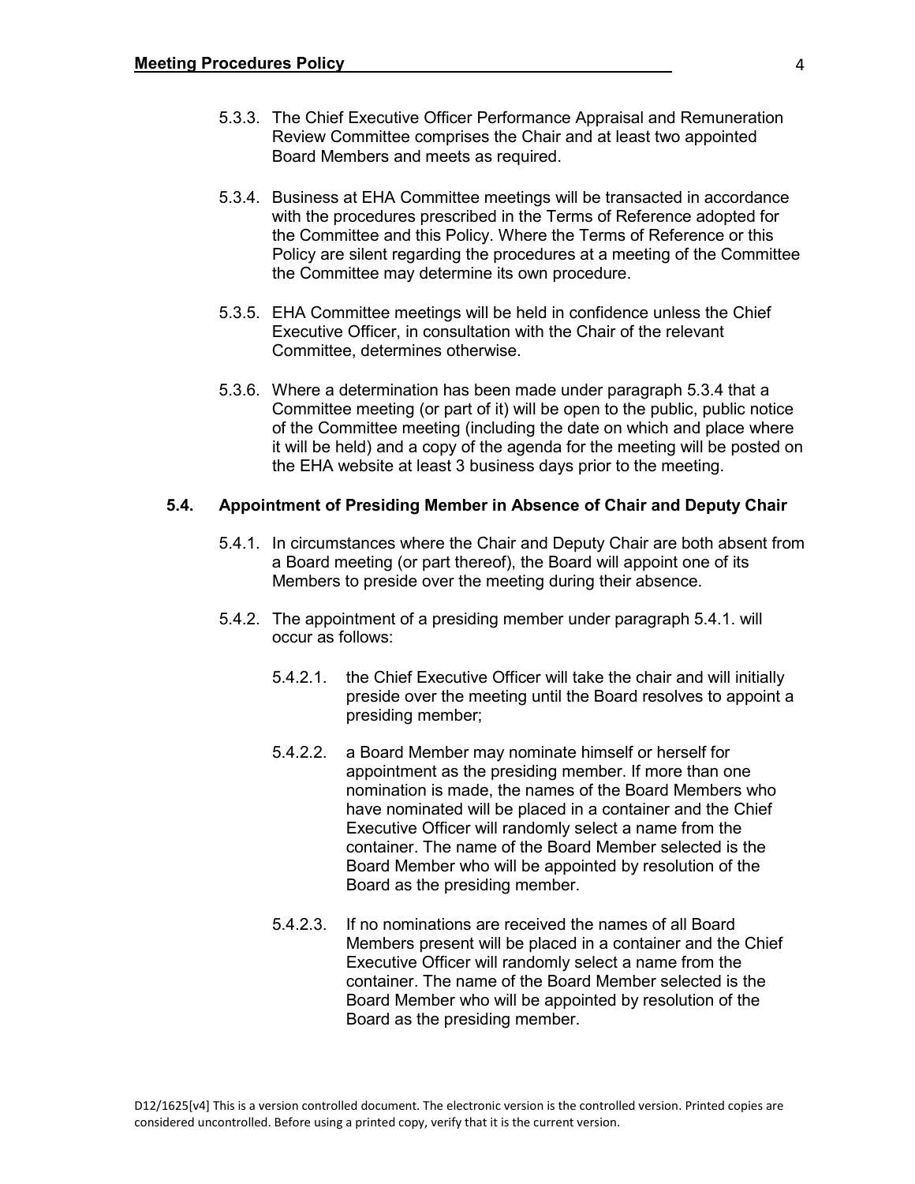5.3.3. The Chief Executive Officer Performance Appraisal and Remuneration Review Committee comprises the Chair and at least two appointed Board Members and meets as required.

5.3.4. Business at EHA Committee meetings will be transacted in accordance with the procedures prescribed in the Terms of Reference adopted for the Committee and this Policy. Where the Terms of Reference or this Policy are silent regarding the procedures at a meeting of the Committee the Committee may determine its own procedure.

5.3.5. EHA Committee meetings will be held in confidence unless the Chief Executive Officer, in consultation with the Chair of the relevant Committee, determines otherwise.

5.3.6. Where a determination has been made under paragraph 5.3.4 that a Committee meeting (or part of it) will be open to the public, public notice of the Committee meeting (including the date on which and place where it will be held) and a copy of the agenda for the meeting will be posted on the EHA website at least 3 business days prior to the meeting.

### 5.4. Appointment of Presiding Member in Absence of Chair and Deputy Chair

5.4.1. In circumstances where the Chair and Deputy Chair are both absent from a Board meeting (or part thereof), the Board will appoint one of its Members to preside over the meeting during their absence.

5.4.2. The appointment of a presiding member under paragraph 5.4.1. will occur as follows:

5.4.2.1. the Chief Executive Officer will take the chair and will initially preside over the meeting until the Board resolves to appoint a presiding member;

5.4.2.2. a Board Member may nominate himself or herself for appointment as the presiding member. If more than one nomination is made, the names of the Board Members who have nominated will be placed in a container and the Chief Executive Officer will randomly select a name from the container. The name of the Board Member selected is the Board Member who will be appointed by resolution of the Board as the presiding member.

5.4.2.3. If no nominations are received the names of all Board Members present will be placed in a container and the Chief Executive Officer will randomly select a name from the container. The name of the Board Member selected is the Board Member who will be appointed by resolution of the Board as the presiding member.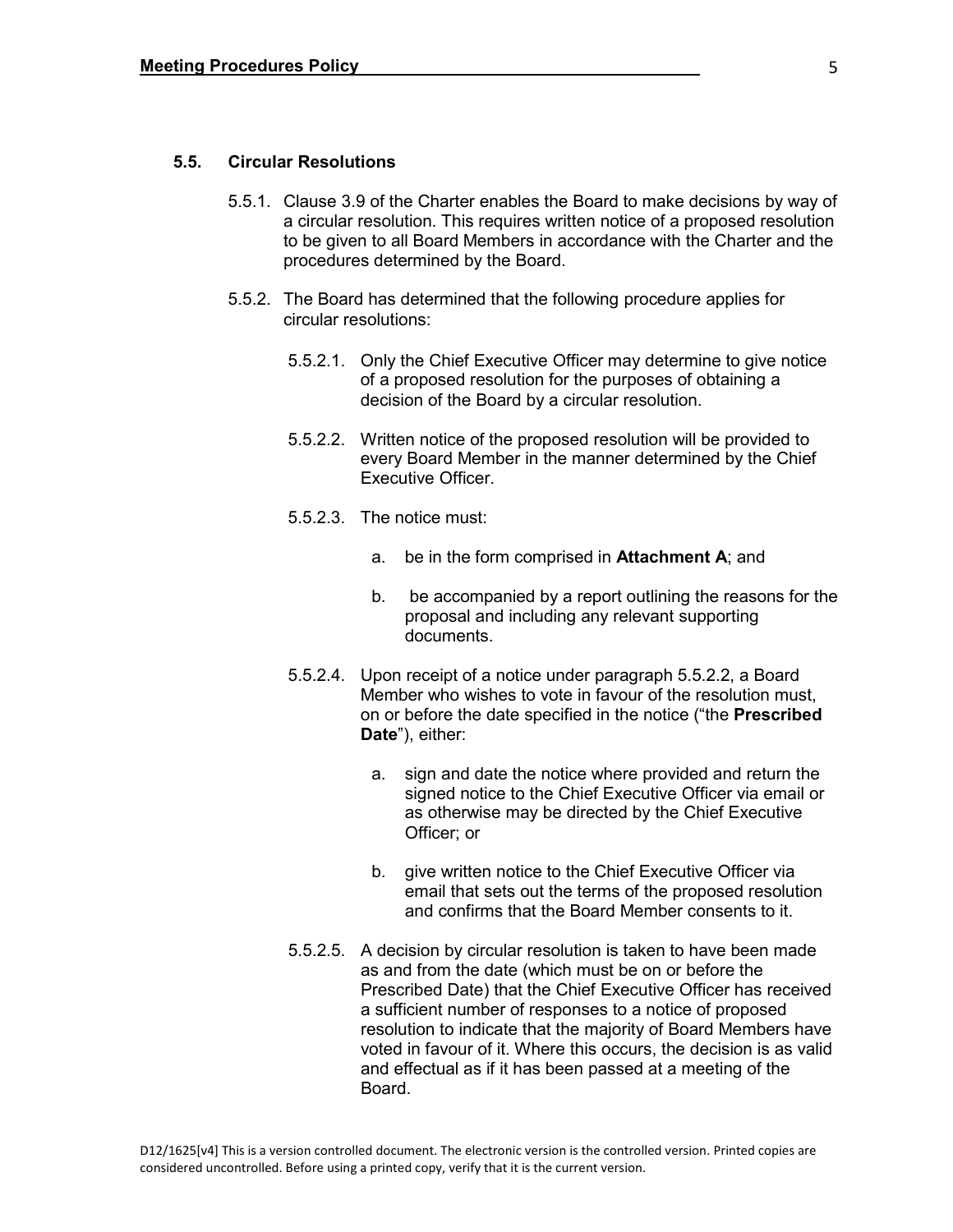### 5.5. Circular Resolutions

5.5.1. Clause 3.9 of the Charter enables the Board to make decisions by way of a circular resolution. This requires written notice of a proposed resolution to be given to all Board Members in accordance with the Charter and the procedures determined by the Board.

5.5.2. The Board has determined that the following procedure applies for circular resolutions:

5.5.2.1. Only the Chief Executive Officer may determine to give notice of a proposed resolution for the purposes of obtaining a decision of the Board by a circular resolution.

5.5.2.2. Written notice of the proposed resolution will be provided to every Board Member in the manner determined by the Chief Executive Officer.

5.5.2.3. The notice must:

a. be in the form comprised in **Attachment A**; and

b. be accompanied by a report outlining the reasons for the proposal and including any relevant supporting documents.

5.5.2.4. Upon receipt of a notice under paragraph 5.5.2.2, a Board Member who wishes to vote in favour of the resolution must, on or before the date specified in the notice ("the **Prescribed Date**"), either:

a. sign and date the notice where provided and return the signed notice to the Chief Executive Officer via email or as otherwise may be directed by the Chief Executive Officer; or

b. give written notice to the Chief Executive Officer via email that sets out the terms of the proposed resolution and confirms that the Board Member consents to it.

5.5.2.5. A decision by circular resolution is taken to have been made as and from the date (which must be on or before the Prescribed Date) that the Chief Executive Officer has received a sufficient number of responses to a notice of proposed resolution to indicate that the majority of Board Members have voted in favour of it. Where this occurs, the decision is as valid and effectual as if it has been passed at a meeting of the Board.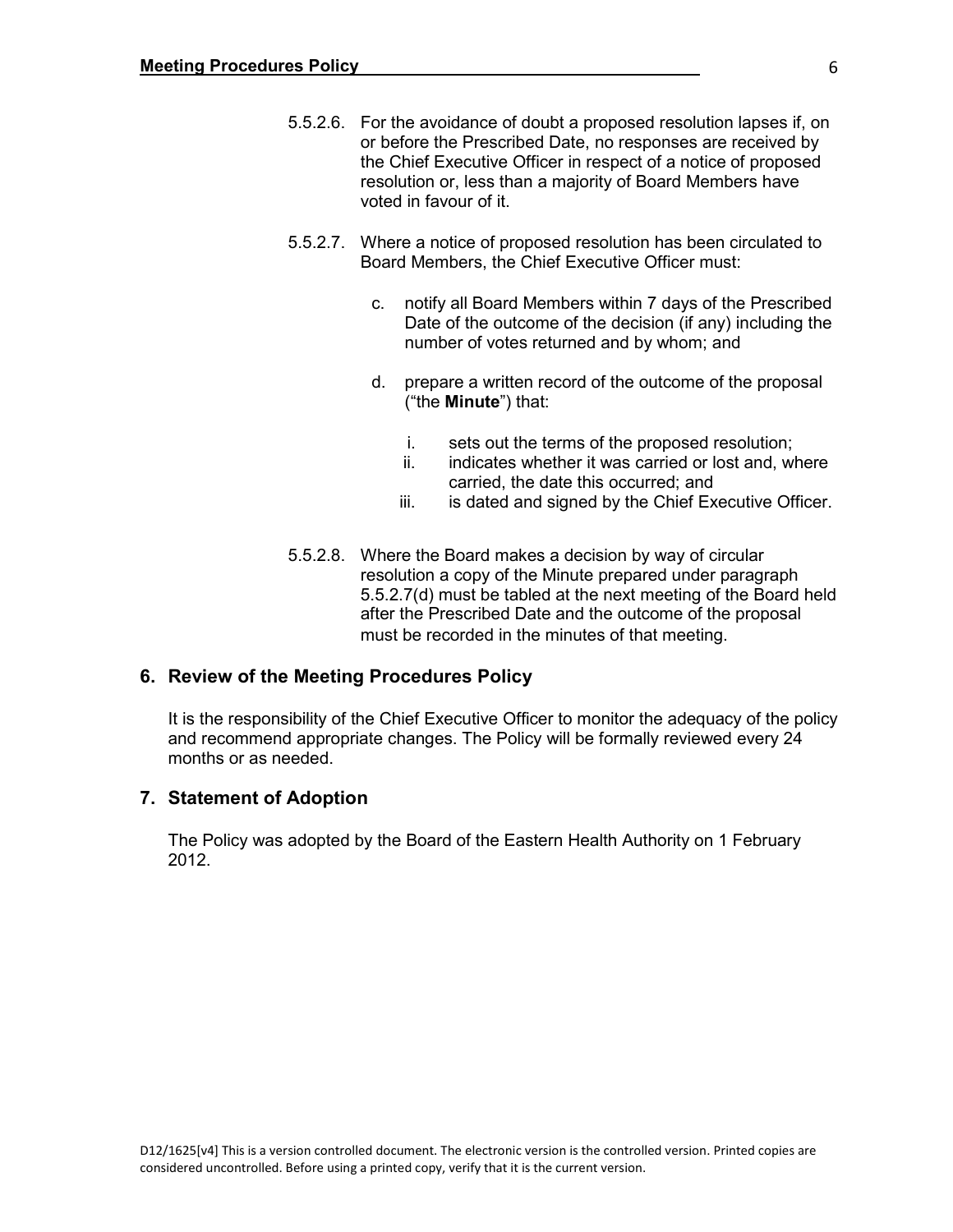5.5.2.6. For the avoidance of doubt a proposed resolution lapses if, on or before the Prescribed Date, no responses are received by the Chief Executive Officer in respect of a notice of proposed resolution or, less than a majority of Board Members have voted in favour of it.

5.5.2.7. Where a notice of proposed resolution has been circulated to Board Members, the Chief Executive Officer must:

c. notify all Board Members within 7 days of the Prescribed Date of the outcome of the decision (if any) including the number of votes returned and by whom; and

d. prepare a written record of the outcome of the proposal ("the **Minute**") that:

   i. sets out the terms of the proposed resolution;
   ii. indicates whether it was carried or lost and, where carried, the date this occurred; and
   iii. is dated and signed by the Chief Executive Officer.

5.5.2.8. Where the Board makes a decision by way of circular resolution a copy of the Minute prepared under paragraph 5.5.2.7(d) must be tabled at the next meeting of the Board held after the Prescribed Date and the outcome of the proposal must be recorded in the minutes of that meeting.

## 6. Review of the Meeting Procedures Policy

It is the responsibility of the Chief Executive Officer to monitor the adequacy of the policy and recommend appropriate changes. The Policy will be formally reviewed every 24 months or as needed.

## 7. Statement of Adoption

The Policy was adopted by the Board of the Eastern Health Authority on 1 February 2012.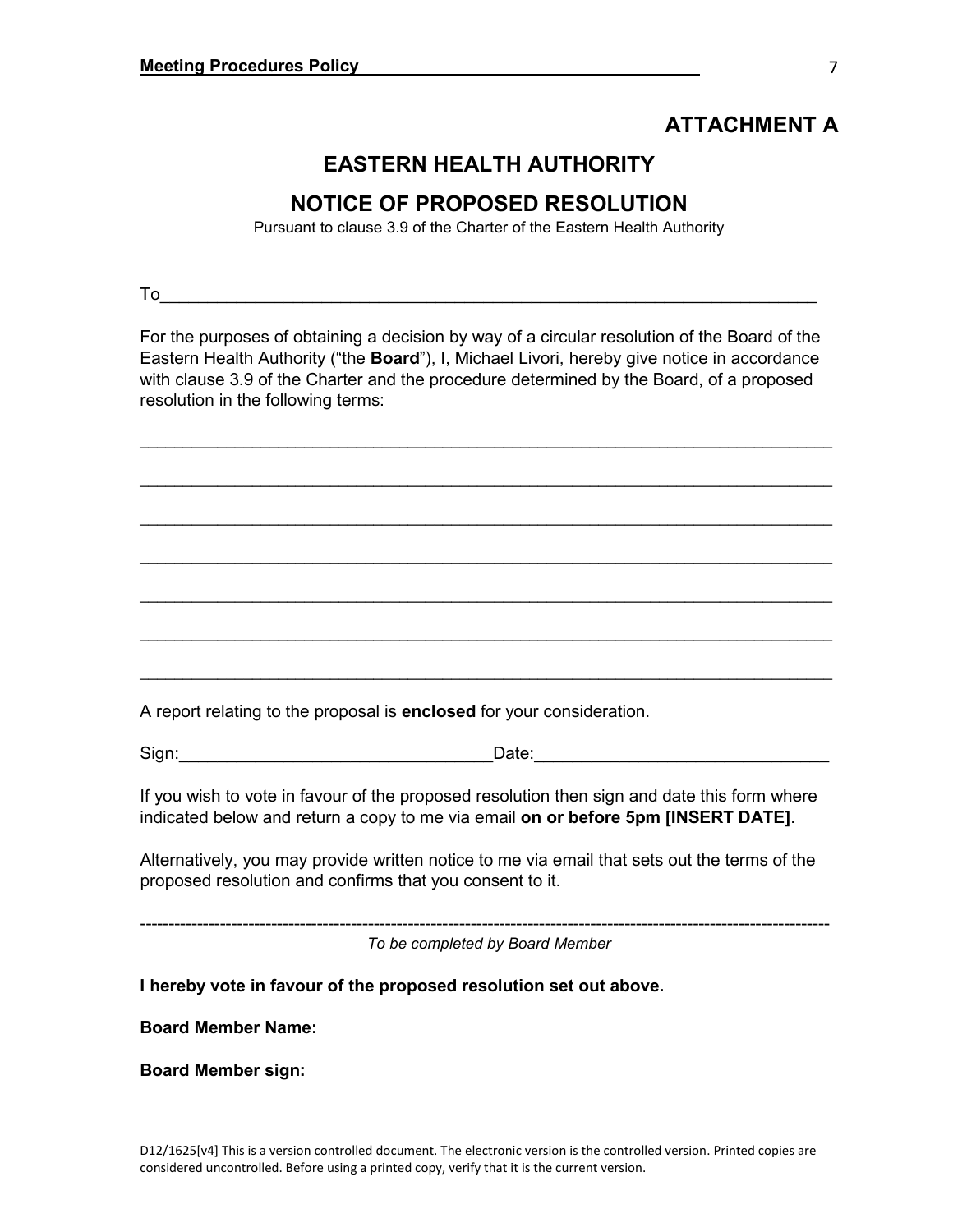## ATTACHMENT A

# EASTERN HEALTH AUTHORITY

## NOTICE OF PROPOSED RESOLUTION

Pursuant to clause 3.9 of the Charter of the Eastern Health Authority

To______________________________________________________________________

For the purposes of obtaining a decision by way of a circular resolution of the Board of the Eastern Health Authority ("the **Board**"), I, Michael Livori, hereby give notice in accordance with clause 3.9 of the Charter and the procedure determined by the Board, of a proposed resolution in the following terms:

___________________________________________________________________________

___________________________________________________________________________

___________________________________________________________________________

___________________________________________________________________________

___________________________________________________________________________

___________________________________________________________________________

___________________________________________________________________________

A report relating to the proposal is **enclosed** for your consideration.

Sign:________________________________Date:______________________________

If you wish to vote in favour of the proposed resolution then sign and date this form where indicated below and return a copy to me via email **on or before 5pm [INSERT DATE]**.

Alternatively, you may provide written notice to me via email that sets out the terms of the proposed resolution and confirms that you consent to it.

---

*To be completed by Board Member*

**I hereby vote in favour of the proposed resolution set out above.**

**Board Member Name:**

**Board Member sign:**

D12/1625[v4] This is a version controlled document. The electronic version is the controlled version. Printed copies are considered uncontrolled. Before using a printed copy, verify that it is the current version.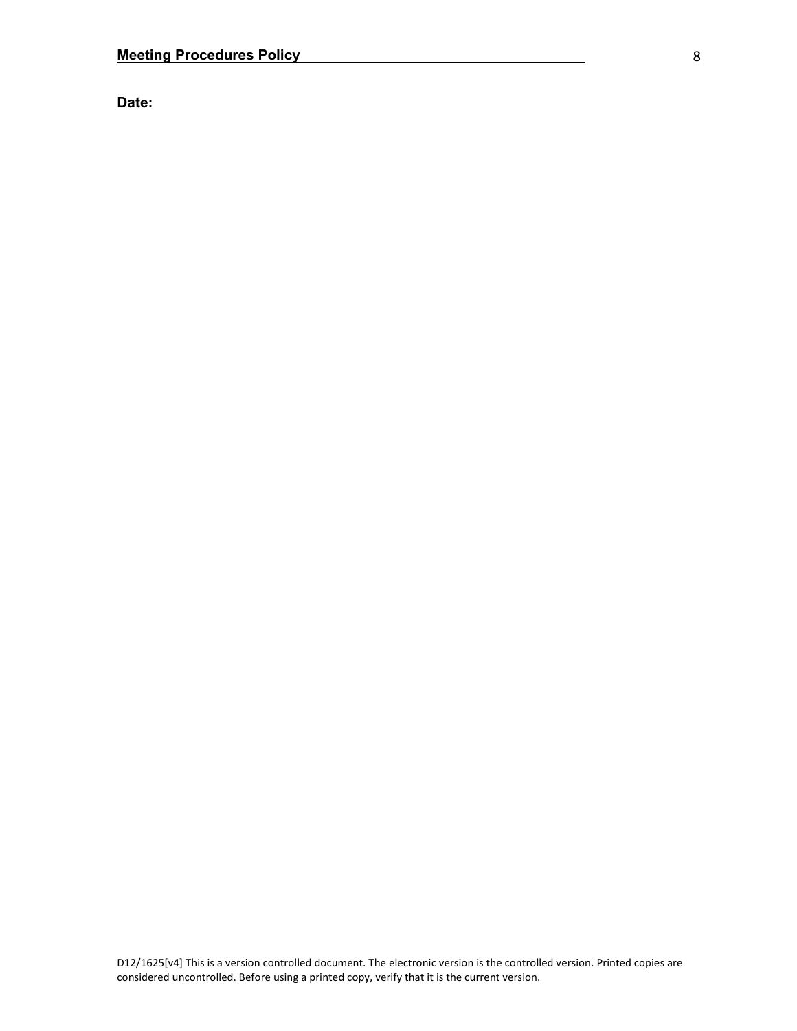**Date:**